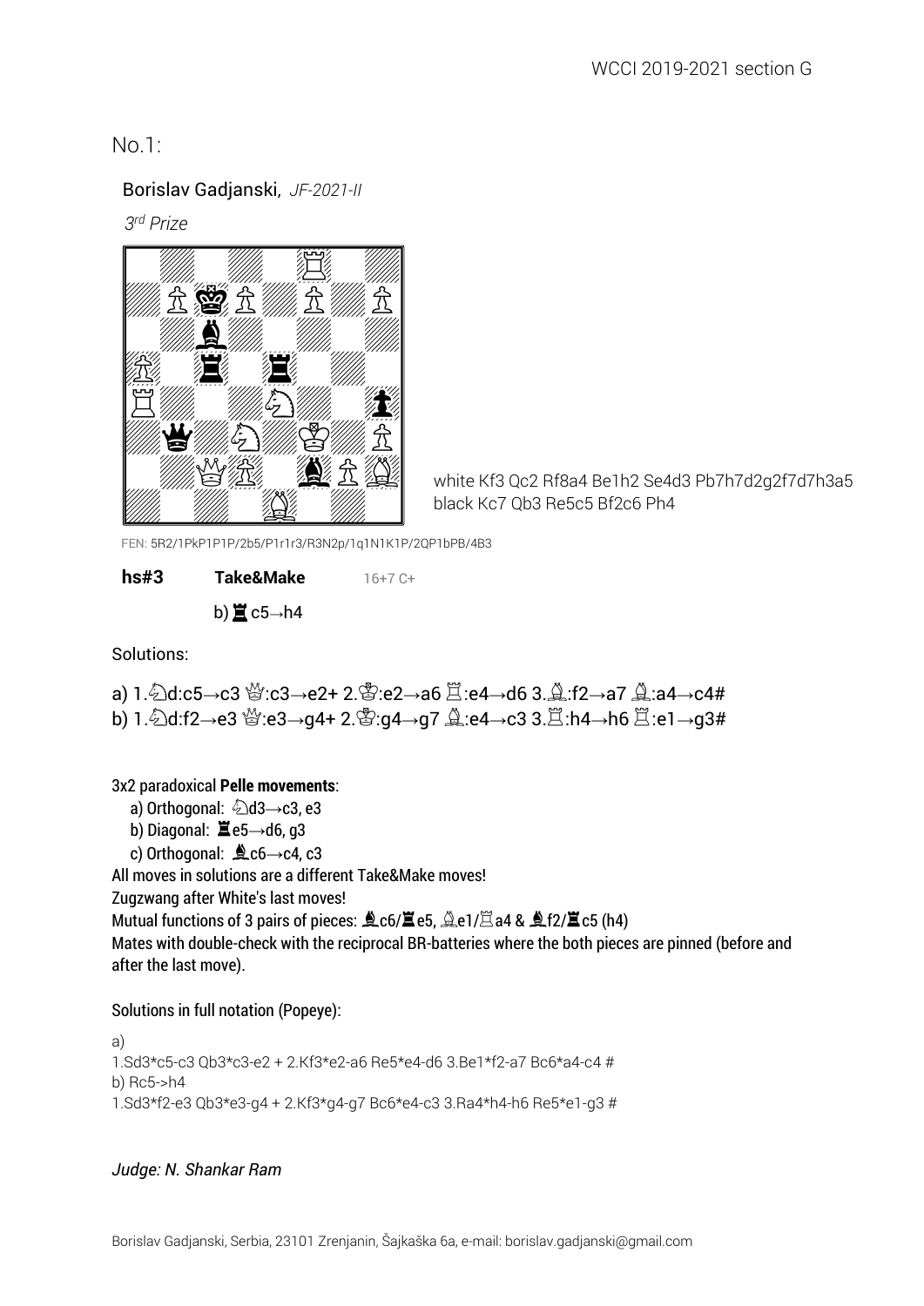WCCI 2019-2021 section G

No.1:

Borislav Gadjanski, *JF-2021-II*

*3rd Prize*

white Kf3 Qc2 Rf8a4 Be1h2 Se4d3 Pb7h7d2g2f7d7h3a5
black Kc7 Qb3 Re5c5 Bf2c6 Ph4

FEN: 5R2/1PkP1P1P/2b5/P1r1r3/R3N2p/1q1N1K1P/2QP1bPB/4B3

**hs#3** **Take&Make** 16+7 C+

b) ♜c5→h4

Solutions:

a) 1.♘d:c5→c3 ♛:c3→e2+ 2.♔:e2→a6 ♖:e4→d6 3.♗:f2→a7 ♗:a4→c4#
b) 1.♘d:f2→e3 ♛:e3→g4+ 2.♔:g4→g7 ♗:e4→c3 3.♖:h4→h6 ♖:e1→g3#

3x2 paradoxical **Pelle movements**:

- a) Orthogonal: ♘d3→c3, e3
- b) Diagonal: ♜e5→d6, g3
- c) Orthogonal: ♝c6→c4, c3

All moves in solutions are a different Take&Make moves!
Zugzwang after White's last moves!
Mutual functions of 3 pairs of pieces: ♝c6/♜e5, ♗e1/♖a4 & ♝f2/♜c5 (h4)
Mates with double-check with the reciprocal BR-batteries where the both pieces are pinned (before and after the last move).

Solutions in full notation (Popeye):

```
a)
1.Sd3*c5-c3 Qb3*c3-e2 + 2.Kf3*e2-a6 Re5*e4-d6 3.Be1*f2-a7 Bc6*a4-c4 #
b) Rc5->h4
1.Sd3*f2-e3 Qb3*e3-g4 + 2.Kf3*g4-g7 Bc6*e4-c3 3.Ra4*h4-h6 Re5*e1-g3 #
```

*Judge: N. Shankar Ram*

Borislav Gadjanski, Serbia, 23101 Zrenjanin, Šajkaška 6a, e-mail: borislav.gadjanski@gmail.com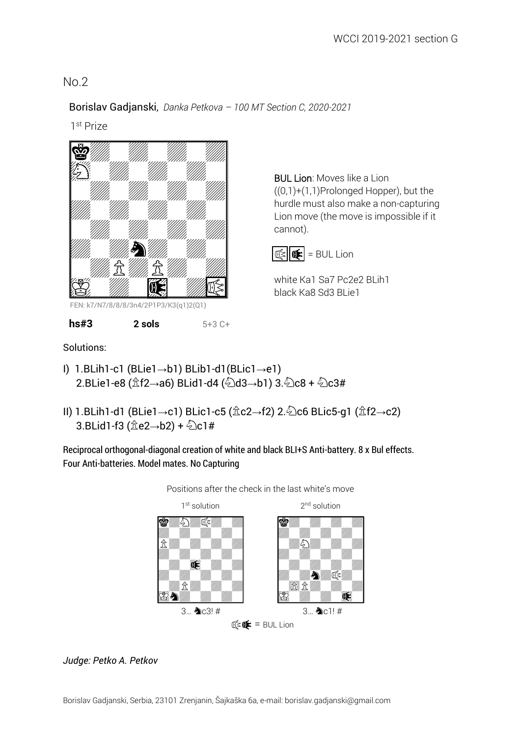## No.2

Borislav Gadjanski, *Danka Petkova – 100 MT Section C, 2020-2021*

1st Prize

FEN: k7/N7/8/8/8/3n4/2P1P3/K3(q1)2(Q1)

**hs#3** **2 sols** 5+3 C+

BUL Lion: Moves like a Lion ((0,1)+(1,1)Prolonged Hopper), but the hurdle must also make a non-capturing Lion move (the move is impossible if it cannot).

= BUL Lion

white Ka1 Sa7 Pc2e2 BLih1
black Ka8 Sd3 BLie1

Solutions:

I) 1.BLih1-c1 (BLie1→b1) BLib1-d1(BLic1→e1) 2.BLie1-e8 (♙f2→a6) BLid1-d4 (♘d3→b1) 3.♘c8 + ♘c3#

II) 1.BLih1-d1 (BLie1→c1) BLic1-c5 (♙c2→f2) 2.♘c6 BLic5-g1 (♙f2→c2) 3.BLid1-f3 (♙e2→b2) + ♘c1#

Reciprocal orthogonal-diagonal creation of white and black BLI+S Anti-battery. 8 x Bul effects. Four Anti-batteries. Model mates. No Capturing

Positions after the check in the last white's move

1st solution — 3... ♞c3! #

2nd solution — 3... ♞c1! #

= BUL Lion

*Judge: Petko A. Petkov*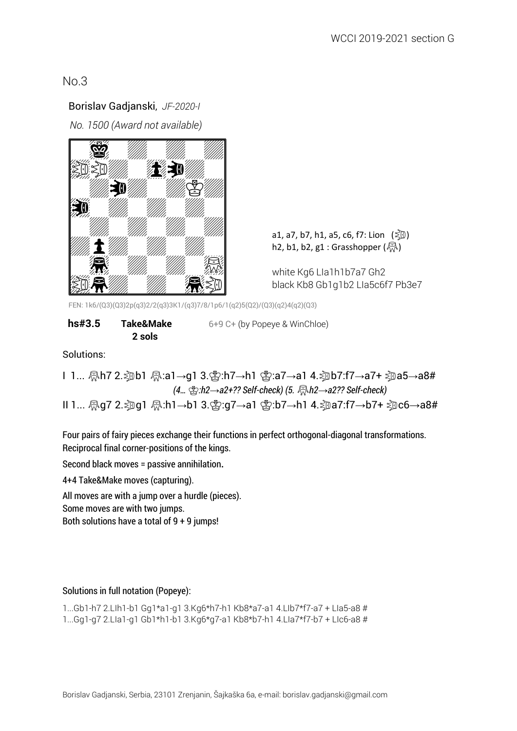## No.3

Borislav Gadjanski, *JF-2020-I*

*No. 1500 (Award not available)*

a1, a7, b7, h1, a5, c6, f7: Lion (♕)
h2, b1, b2, g1 : Grasshopper (♕)

white Kg6 LIa1h1b7a7 Gh2
black Kb8 Gb1g1b2 LIa5c6f7 Pb3e7

FEN: 1k6/(Q3)(Q3)2p(q3)2/2(q3)3K1/(q3)7/8/1p6/1(q2)5(Q2)/(Q3)(q2)4(q2)(Q3)

**hs#3.5** **Take&Make** 6+9 C+ (by Popeye & WinChloe)
**2 sols**

Solutions:

I 1... Gh7 2.LIb1 G:a1→g1 3.K:h7→h1 K:a7→a1 4.LIb7:f7→a7+ LIa5→a8#
*(4... K:h2→a2+?? Self-check) (5. Gh2→a2?? Self-check)*

II 1... Gg7 2.LIg1 G:h1→b1 3.K:g7→a1 K:b7→h1 4.LIa7:f7→b7+ LIc6→a8#

Four pairs of fairy pieces exchange their functions in perfect orthogonal-diagonal transformations.
Reciprocal final corner-positions of the kings.

Second black moves = passive annihilation**.**

4+4 Take&Make moves (capturing).

All moves are with a jump over a hurdle (pieces).
Some moves are with two jumps.
Both solutions have a total of 9 + 9 jumps!

Solutions in full notation (Popeye):

1...Gb1-h7 2.LIh1-b1 Gg1*a1-g1 3.Kg6*h7-h1 Kb8*a7-a1 4.LIb7*f7-a7 + LIa5-a8 #
1...Gg1-g7 2.LIa1-g1 Gb1*h1-b1 3.Kg6*g7-a1 Kb8*b7-h1 4.LIa7*f7-b7 + LIc6-a8 #

Borislav Gadjanski, Serbia, 23101 Zrenjanin, Šajkaška 6a, e-mail: borislav.gadjanski@gmail.com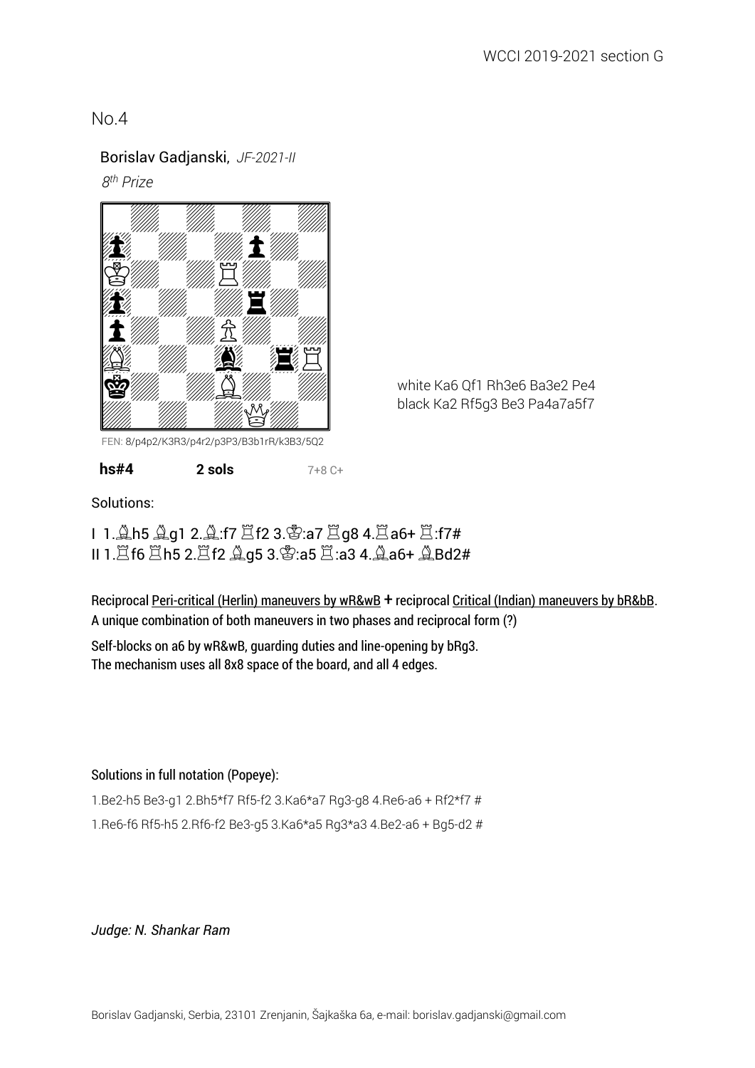No.4

Borislav Gadjanski, *JF-2021-II*

*8th Prize*

FEN: 8/p4p2/K3R3/p4r2/p3P3/B3b1rR/k3B3/5Q2

white Ka6 Qf1 Rh3e6 Ba3e2 Pe4
black Ka2 Rf5g3 Be3 Pa4a7a5f7

**hs#4** **2 sols** 7+8 C+

Solutions:

I 1.♗h5 ♗g1 2.♗:f7 ♖f2 3.♔:a7 ♖g8 4.♖a6+ ♖:f7#
II 1.♖f6 ♖h5 2.♖f2 ♗g5 3.♔:a5 ♖:a3 4.♗a6+ ♗Bd2#

Reciprocal Peri-critical (Herlin) maneuvers by wR&wB **+** reciprocal Critical (Indian) maneuvers by bR&bB.
A unique combination of both maneuvers in two phases and reciprocal form (?)

Self-blocks on a6 by wR&wB, guarding duties and line-opening by bRg3.
The mechanism uses all 8x8 space of the board, and all 4 edges.

Solutions in full notation (Popeye):

1.Be2-h5 Be3-g1 2.Bh5*f7 Rf5-f2 3.Ka6*a7 Rg3-g8 4.Re6-a6 + Rf2*f7 #

1.Re6-f6 Rf5-h5 2.Rf6-f2 Be3-g5 3.Ka6*a5 Rg3*a3 4.Be2-a6 + Bg5-d2 #

*Judge: N. Shankar Ram*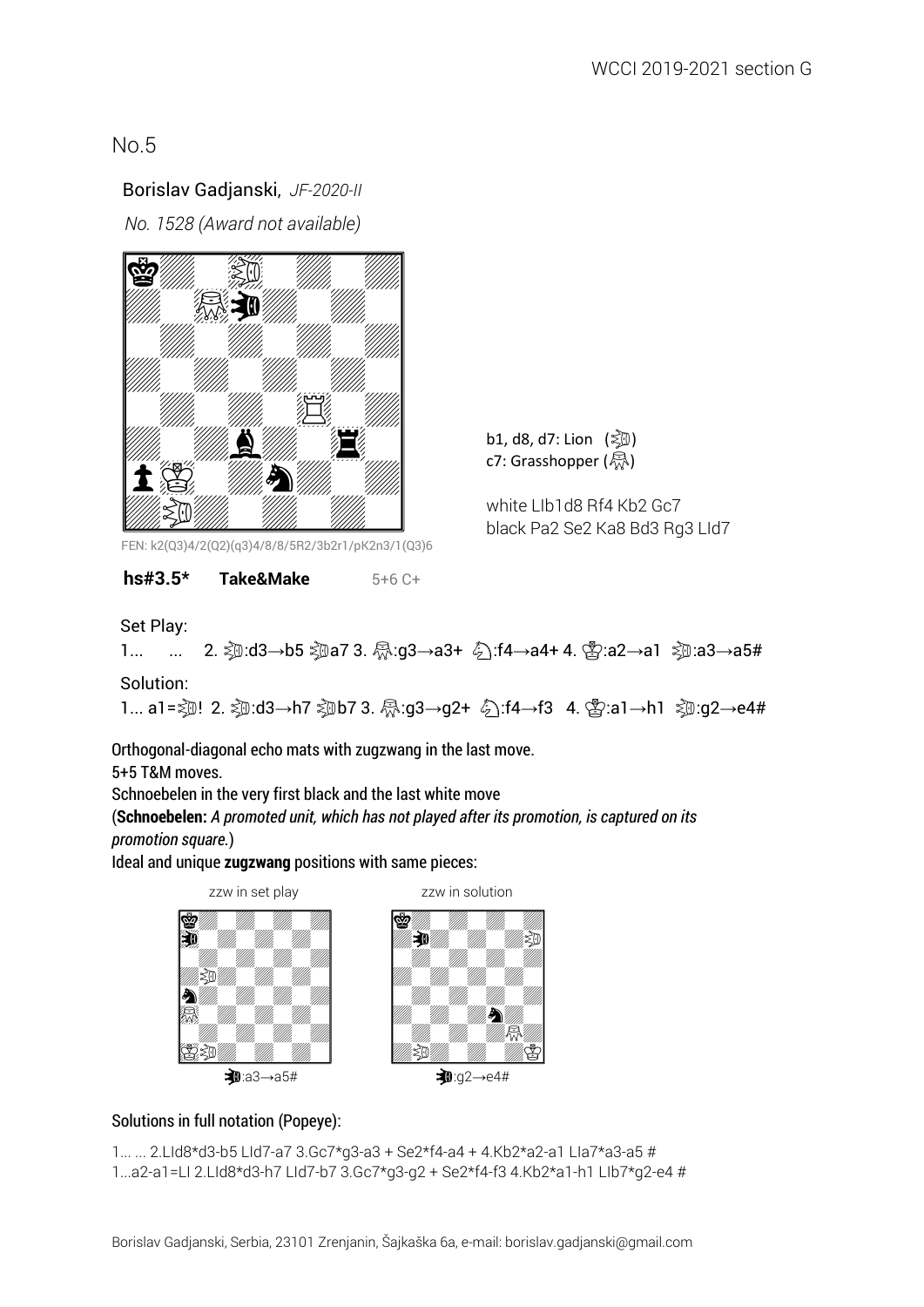# No.5

Borislav Gadjanski, *JF-2020-II*

*No. 1528 (Award not available)*

FEN: k2(Q3)4/2(Q2)(q3)4/8/8/5R2/3b2r1/pK2n3/1(Q3)6

b1, d8, d7: Lion (Li)
c7: Grasshopper (G)

white LIb1d8 Rf4 Kb2 Gc7
black Pa2 Se2 Ka8 Bd3 Rg3 LId7

**hs#3.5*** **Take&Make** 5+6 C+

Set Play:

1... ... 2. Li:d3→b5 Lia7 3. G:g3→a3+ S:f4→a4+ 4. K:a2→a1 Li:a3→a5#

Solution:

1... a1=Li! 2. Li:d3→h7 Lib7 3. G:g3→g2+ S:f4→f3 4. K:a1→h1 Li:g2→e4#

Orthogonal-diagonal echo mats with zugzwang in the last move.
5+5 T&M moves.
Schnoebelen in the very first black and the last white move
(**Schnoebelen:** *A promoted unit, which has not played after its promotion, is captured on its promotion square.*)
Ideal and unique **zugzwang** positions with same pieces:

zzw in set play — Li:a3→a5#

zzw in solution — Li:g2→e4#

Solutions in full notation (Popeye):

1... ... 2.LId8*d3-b5 LId7-a7 3.Gc7*g3-a3 + Se2*f4-a4 + 4.Kb2*a2-a1 LIa7*a3-a5 #
1...a2-a1=LI 2.LId8*d3-h7 LId7-b7 3.Gc7*g3-g2 + Se2*f4-f3 4.Kb2*a1-h1 LIb7*g2-e4 #

Borislav Gadjanski, Serbia, 23101 Zrenjanin, Šajkaška 6a, e-mail: borislav.gadjanski@gmail.com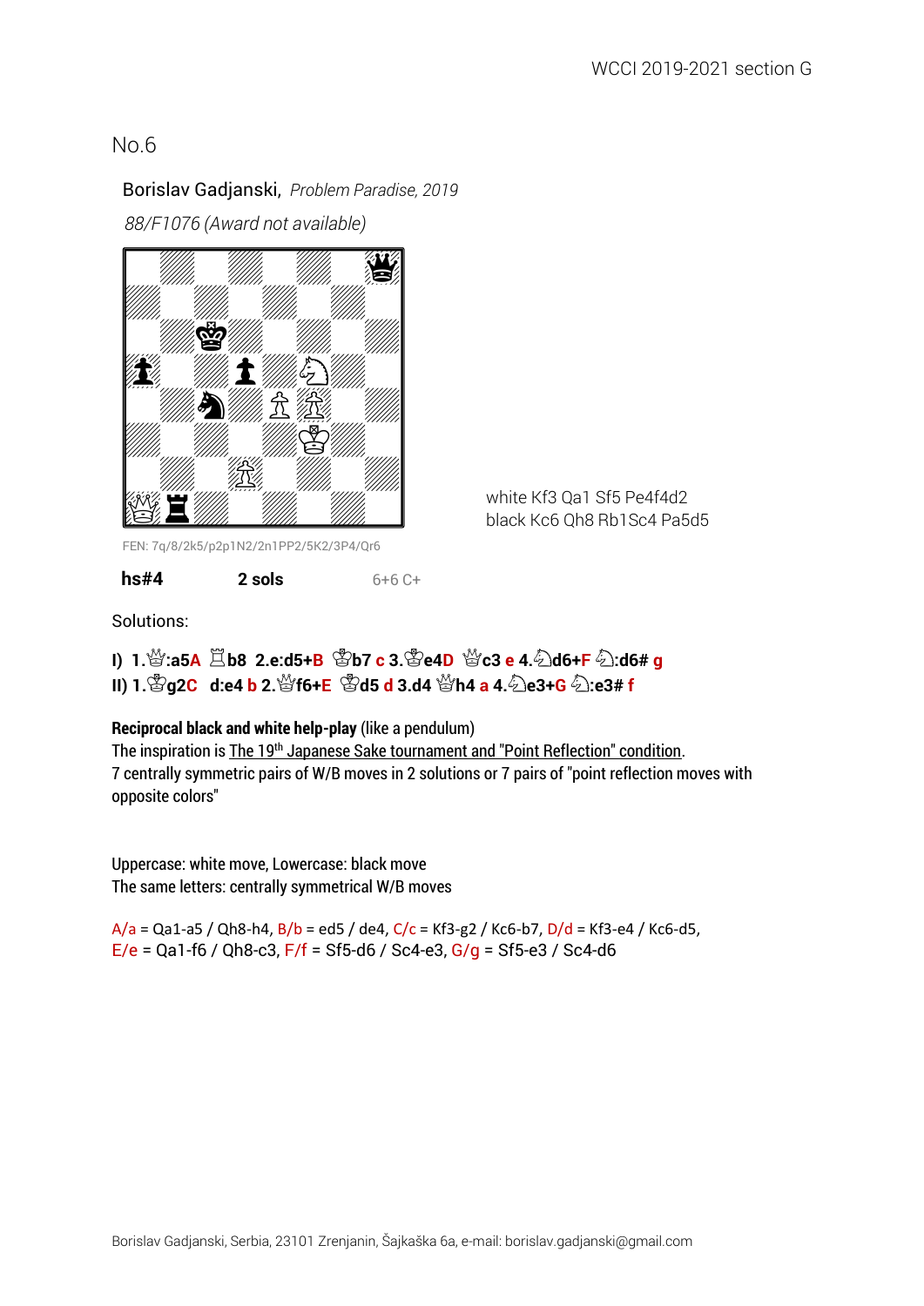No.6

Borislav Gadjanski, *Problem Paradise, 2019*

*88/F1076 (Award not available)*

FEN: 7q/8/2k5/p2p1N2/2n1PP2/5K2/3P4/Qr6

white Kf3 Qa1 Sf5 Pe4f4d2
black Kc6 Qh8 Rb1Sc4 Pa5d5

**hs#4** **2 sols** 6+6 C+

Solutions:

**I) 1.♕:a5A ♖b8 2.e:d5+B ♔b7 c 3.♔e4D ♕c3 e 4.♘d6+F ♘:d6# g**
**II) 1.♔g2C d:e4 b 2.♕f6+E ♔d5 d 3.d4 ♕h4 a 4.♘e3+G ♘:e3# f**

**Reciprocal black and white help-play** (like a pendulum)
The inspiration is The 19[th] Japanese Sake tournament and "Point Reflection" condition.
7 centrally symmetric pairs of W/B moves in 2 solutions or 7 pairs of "point reflection moves with opposite colors"

Uppercase: white move, Lowercase: black move
The same letters: centrally symmetrical W/B moves

A/a = Qa1-a5 / Qh8-h4, B/b = ed5 / de4, C/c = Kf3-g2 / Kc6-b7, D/d = Kf3-e4 / Kc6-d5,
E/e = Qa1-f6 / Qh8-c3, F/f = Sf5-d6 / Sc4-e3, G/g = Sf5-e3 / Sc4-d6